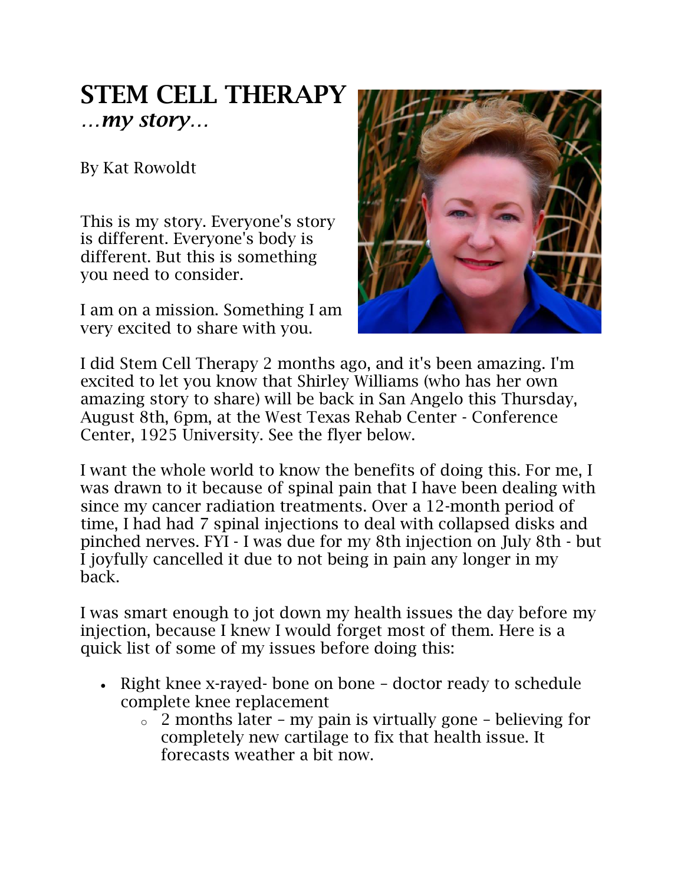# STEM CELL THERAPY

## *...my story...*

By Kat Rowoldt

This is my story. Everyone's story is different. Everyone's body is different. But this is something you need to consider.

I am on a mission. Something I am very excited to share with you.

I did Stem Cell Therapy 2 months ago, and it's been amazing. I'm excited to let you know that Shirley Williams (who has her own amazing story to share) will be back in San Angelo this Thursday, August 8th, 6pm, at the West Texas Rehab Center - Conference Center, 1925 University. See the flyer below.

I want the whole world to know the benefits of doing this. For me, I was drawn to it because of spinal pain that I have been dealing with since my cancer radiation treatments. Over a 12-month period of time, I had had 7 spinal injections to deal with collapsed disks and pinched nerves. FYI - I was due for my 8th injection on July 8th - but I joyfully cancelled it due to not being in pain any longer in my back.

I was smart enough to jot down my health issues the day before my injection, because I knew I would forget most of them. Here is a quick list of some of my issues before doing this:

- Right knee x-rayed- bone on bone – doctor ready to schedule complete knee replacement
  - 2 months later – my pain is virtually gone – believing for completely new cartilage to fix that health issue. It forecasts weather a bit now.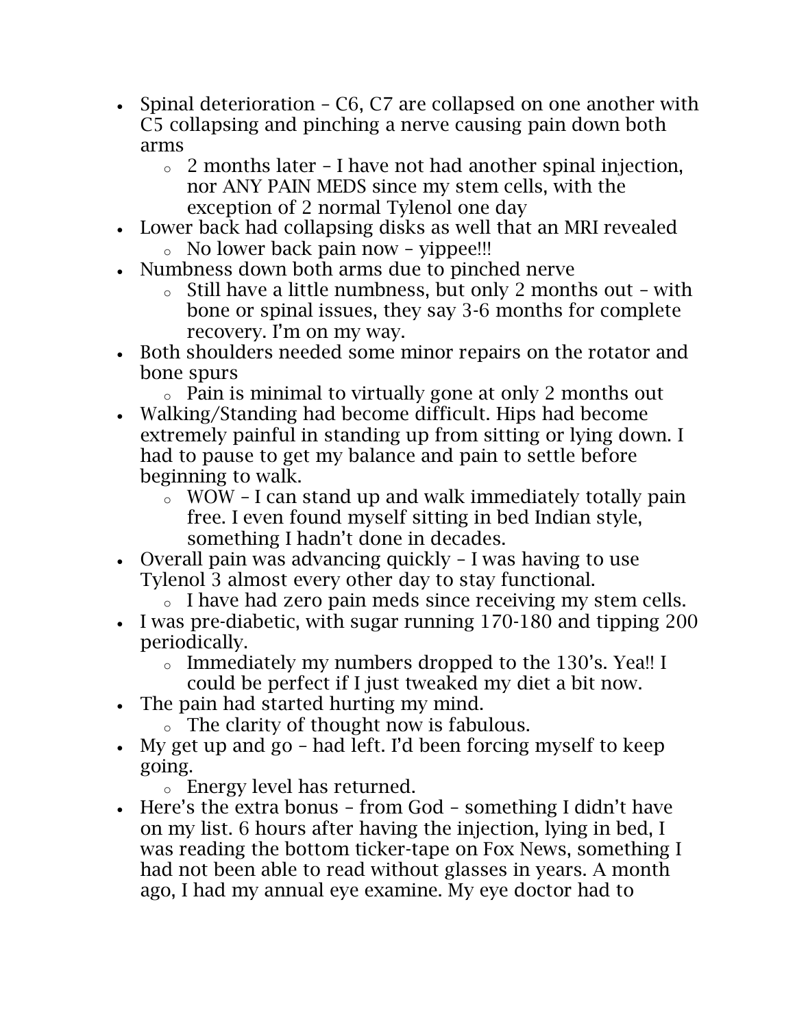- Spinal deterioration – C6, C7 are collapsed on one another with C5 collapsing and pinching a nerve causing pain down both arms
  - 2 months later – I have not had another spinal injection, nor ANY PAIN MEDS since my stem cells, with the exception of 2 normal Tylenol one day
- Lower back had collapsing disks as well that an MRI revealed
  - No lower back pain now – yippee!!!
- Numbness down both arms due to pinched nerve
  - Still have a little numbness, but only 2 months out – with bone or spinal issues, they say 3-6 months for complete recovery. I'm on my way.
- Both shoulders needed some minor repairs on the rotator and bone spurs
  - Pain is minimal to virtually gone at only 2 months out
- Walking/Standing had become difficult. Hips had become extremely painful in standing up from sitting or lying down. I had to pause to get my balance and pain to settle before beginning to walk.
  - WOW – I can stand up and walk immediately totally pain free. I even found myself sitting in bed Indian style, something I hadn't done in decades.
- Overall pain was advancing quickly – I was having to use Tylenol 3 almost every other day to stay functional.
  - I have had zero pain meds since receiving my stem cells.
- I was pre-diabetic, with sugar running 170-180 and tipping 200 periodically.
  - Immediately my numbers dropped to the 130's. Yea!! I could be perfect if I just tweaked my diet a bit now.
- The pain had started hurting my mind.
  - The clarity of thought now is fabulous.
- My get up and go – had left. I'd been forcing myself to keep going.
  - Energy level has returned.
- Here's the extra bonus – from God – something I didn't have on my list. 6 hours after having the injection, lying in bed, I was reading the bottom ticker-tape on Fox News, something I had not been able to read without glasses in years. A month ago, I had my annual eye examine. My eye doctor had to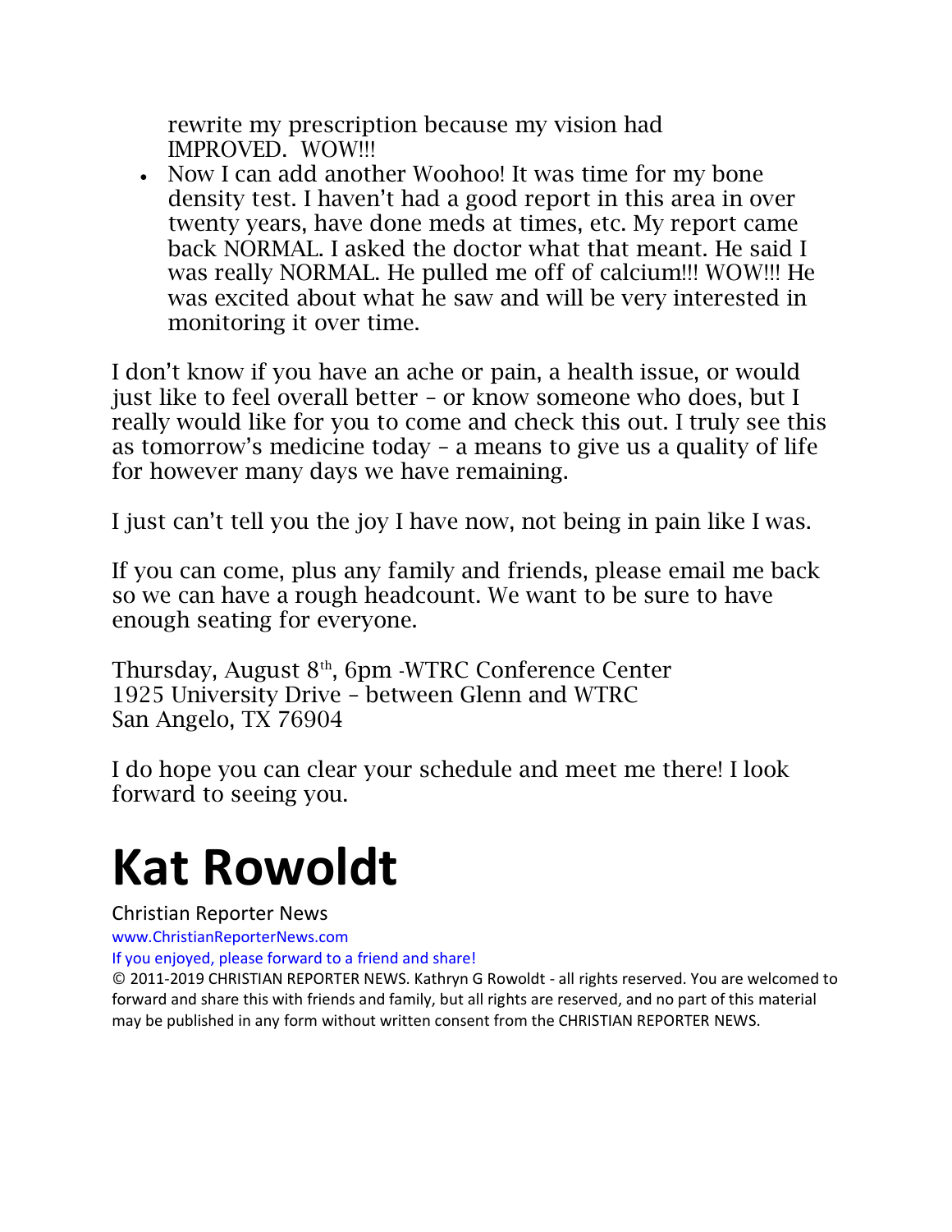rewrite my prescription because my vision had IMPROVED. WOW!!!

- Now I can add another Woohoo! It was time for my bone density test. I haven't had a good report in this area in over twenty years, have done meds at times, etc. My report came back NORMAL. I asked the doctor what that meant. He said I was really NORMAL. He pulled me off of calcium!!! WOW!!! He was excited about what he saw and will be very interested in monitoring it over time.

I don't know if you have an ache or pain, a health issue, or would just like to feel overall better – or know someone who does, but I really would like for you to come and check this out. I truly see this as tomorrow's medicine today – a means to give us a quality of life for however many days we have remaining.

I just can't tell you the joy I have now, not being in pain like I was.

If you can come, plus any family and friends, please email me back so we can have a rough headcount. We want to be sure to have enough seating for everyone.

Thursday, August 8th, 6pm -WTRC Conference Center
1925 University Drive – between Glenn and WTRC
San Angelo, TX 76904

I do hope you can clear your schedule and meet me there! I look forward to seeing you.

# Kat Rowoldt

Christian Reporter News
www.ChristianReporterNews.com
If you enjoyed, please forward to a friend and share!
© 2011-2019 CHRISTIAN REPORTER NEWS. Kathryn G Rowoldt - all rights reserved. You are welcomed to forward and share this with friends and family, but all rights are reserved, and no part of this material may be published in any form without written consent from the CHRISTIAN REPORTER NEWS.